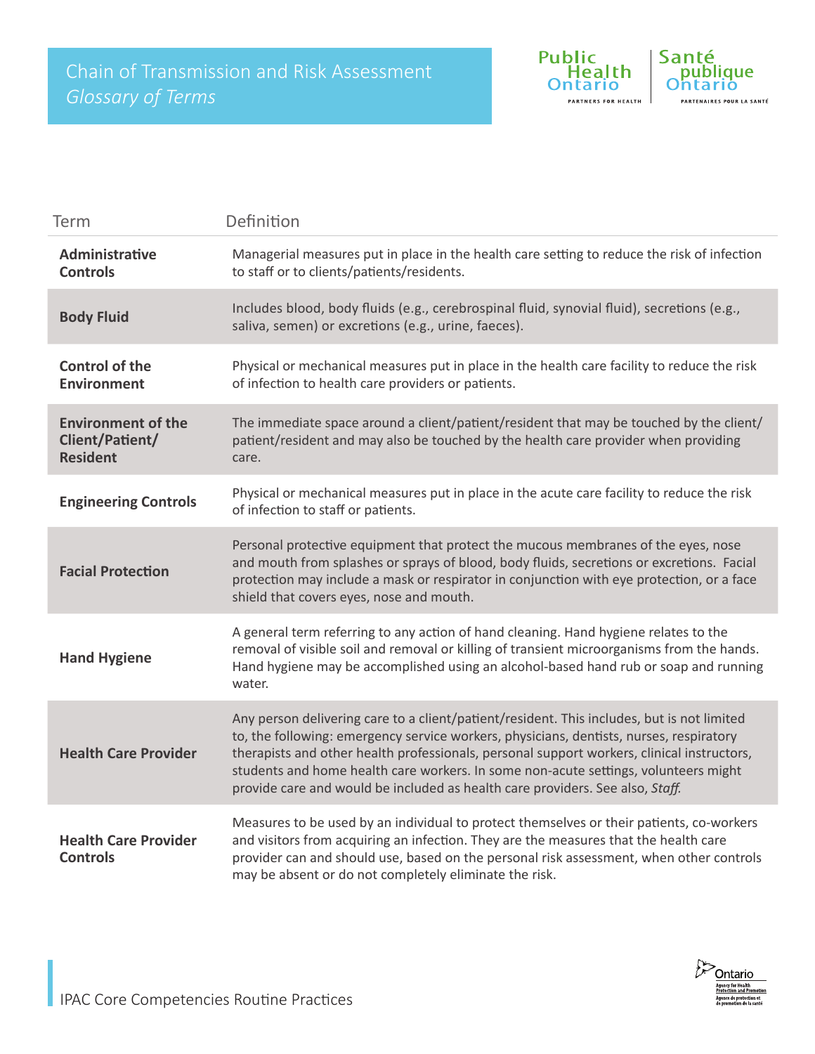# Chain of Transmission and Risk Assessment

## *Glossary of Terms*

| Term | Definition |
|---|---|
| **Administrative Controls** | Managerial measures put in place in the health care setting to reduce the risk of infection to staff or to clients/patients/residents. |
| **Body Fluid** | Includes blood, body fluids (e.g., cerebrospinal fluid, synovial fluid), secretions (e.g., saliva, semen) or excretions (e.g., urine, faeces). |
| **Control of the Environment** | Physical or mechanical measures put in place in the health care facility to reduce the risk of infection to health care providers or patients. |
| **Environment of the Client/Patient/Resident** | The immediate space around a client/patient/resident that may be touched by the client/patient/resident and may also be touched by the health care provider when providing care. |
| **Engineering Controls** | Physical or mechanical measures put in place in the acute care facility to reduce the risk of infection to staff or patients. |
| **Facial Protection** | Personal protective equipment that protect the mucous membranes of the eyes, nose and mouth from splashes or sprays of blood, body fluids, secretions or excretions. Facial protection may include a mask or respirator in conjunction with eye protection, or a face shield that covers eyes, nose and mouth. |
| **Hand Hygiene** | A general term referring to any action of hand cleaning. Hand hygiene relates to the removal of visible soil and removal or killing of transient microorganisms from the hands. Hand hygiene may be accomplished using an alcohol-based hand rub or soap and running water. |
| **Health Care Provider** | Any person delivering care to a client/patient/resident. This includes, but is not limited to, the following: emergency service workers, physicians, dentists, nurses, respiratory therapists and other health professionals, personal support workers, clinical instructors, students and home health care workers. In some non-acute settings, volunteers might provide care and would be included as health care providers. See also, *Staff.* |
| **Health Care Provider Controls** | Measures to be used by an individual to protect themselves or their patients, co-workers and visitors from acquiring an infection. They are the measures that the health care provider can and should use, based on the personal risk assessment, when other controls may be absent or do not completely eliminate the risk. |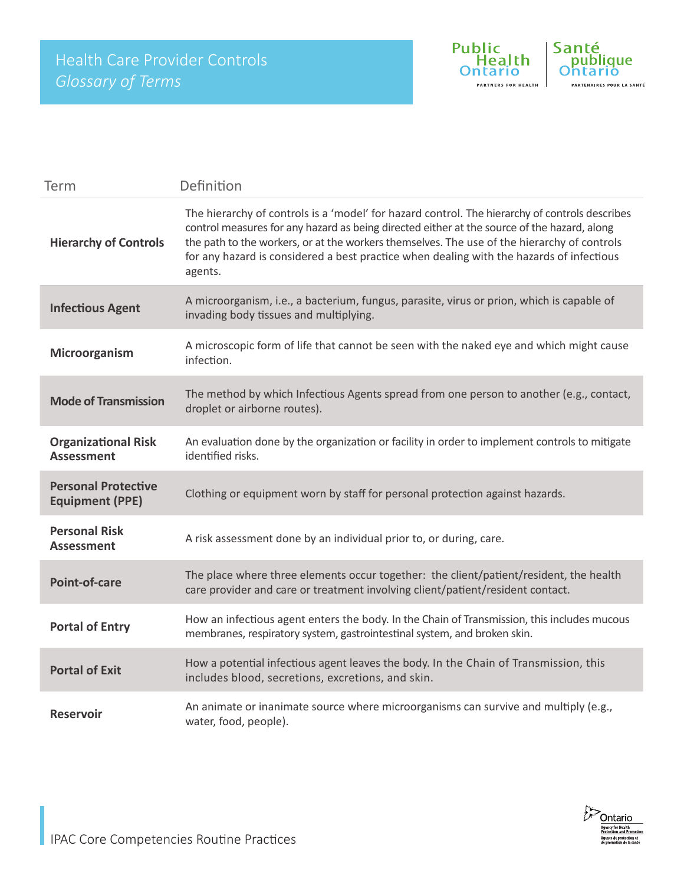# Health Care Provider Controls

*Glossary of Terms*

| Term | Definition |
|---|---|
| **Hierarchy of Controls** | The hierarchy of controls is a ‘model’ for hazard control. The hierarchy of controls describes control measures for any hazard as being directed either at the source of the hazard, along the path to the workers, or at the workers themselves. The use of the hierarchy of controls for any hazard is considered a best practice when dealing with the hazards of infectious agents. |
| **Infectious Agent** | A microorganism, i.e., a bacterium, fungus, parasite, virus or prion, which is capable of invading body tissues and multiplying. |
| **Microorganism** | A microscopic form of life that cannot be seen with the naked eye and which might cause infection. |
| **Mode of Transmission** | The method by which Infectious Agents spread from one person to another (e.g., contact, droplet or airborne routes). |
| **Organizational Risk Assessment** | An evaluation done by the organization or facility in order to implement controls to mitigate identified risks. |
| **Personal Protective Equipment (PPE)** | Clothing or equipment worn by staff for personal protection against hazards. |
| **Personal Risk Assessment** | A risk assessment done by an individual prior to, or during, care. |
| **Point-of-care** | The place where three elements occur together: the client/patient/resident, the health care provider and care or treatment involving client/patient/resident contact. |
| **Portal of Entry** | How an infectious agent enters the body. In the Chain of Transmission, this includes mucous membranes, respiratory system, gastrointestinal system, and broken skin. |
| **Portal of Exit** | How a potential infectious agent leaves the body. In the Chain of Transmission, this includes blood, secretions, excretions, and skin. |
| **Reservoir** | An animate or inanimate source where microorganisms can survive and multiply (e.g., water, food, people). |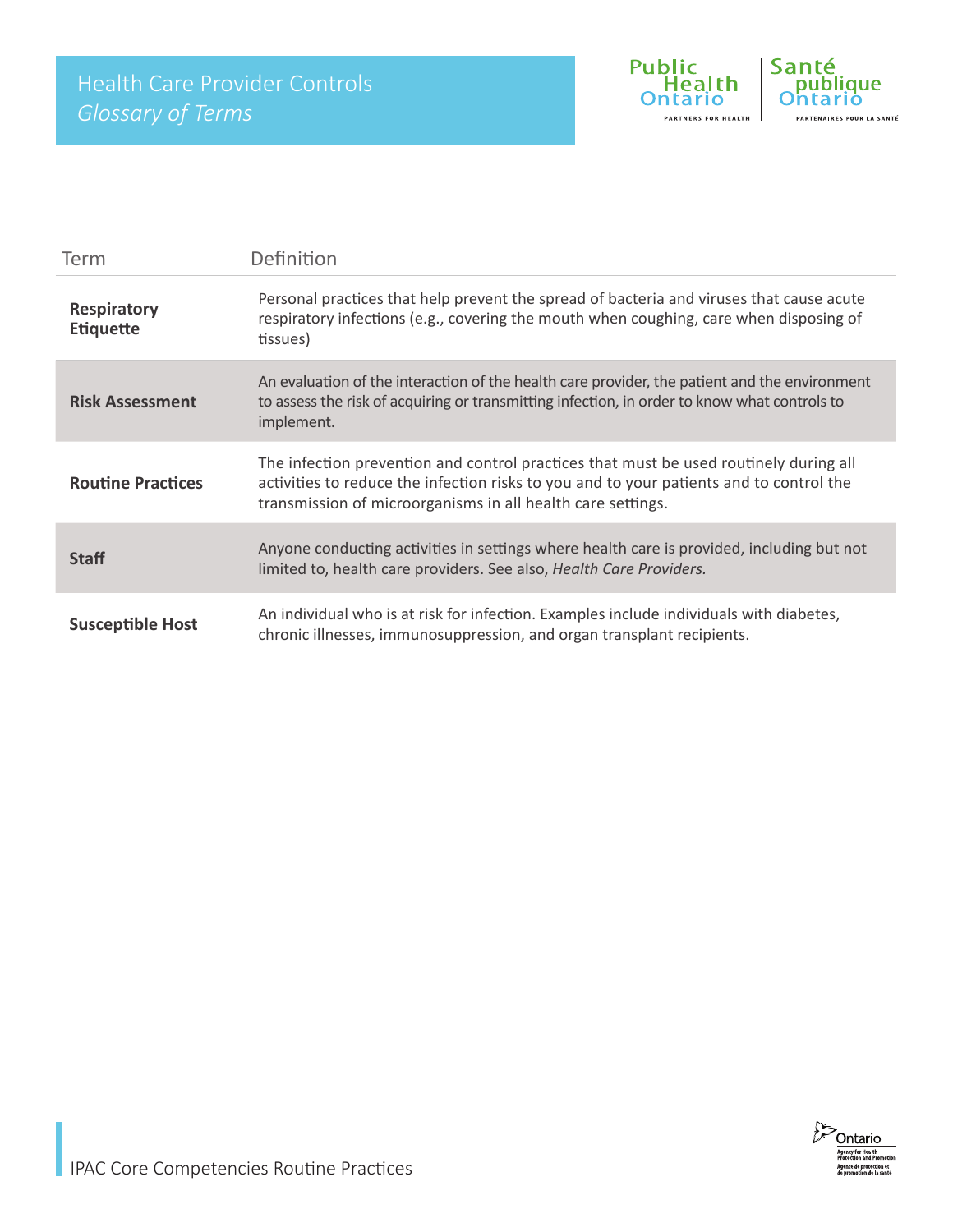# Health Care Provider Controls

*Glossary of Terms*

| Term | Definition |
|---|---|
| **Respiratory Etiquette** | Personal practices that help prevent the spread of bacteria and viruses that cause acute respiratory infections (e.g., covering the mouth when coughing, care when disposing of tissues) |
| **Risk Assessment** | An evaluation of the interaction of the health care provider, the patient and the environment to assess the risk of acquiring or transmitting infection, in order to know what controls to implement. |
| **Routine Practices** | The infection prevention and control practices that must be used routinely during all activities to reduce the infection risks to you and to your patients and to control the transmission of microorganisms in all health care settings. |
| **Staff** | Anyone conducting activities in settings where health care is provided, including but not limited to, health care providers. See also, *Health Care Providers.* |
| **Susceptible Host** | An individual who is at risk for infection. Examples include individuals with diabetes, chronic illnesses, immunosuppression, and organ transplant recipients. |